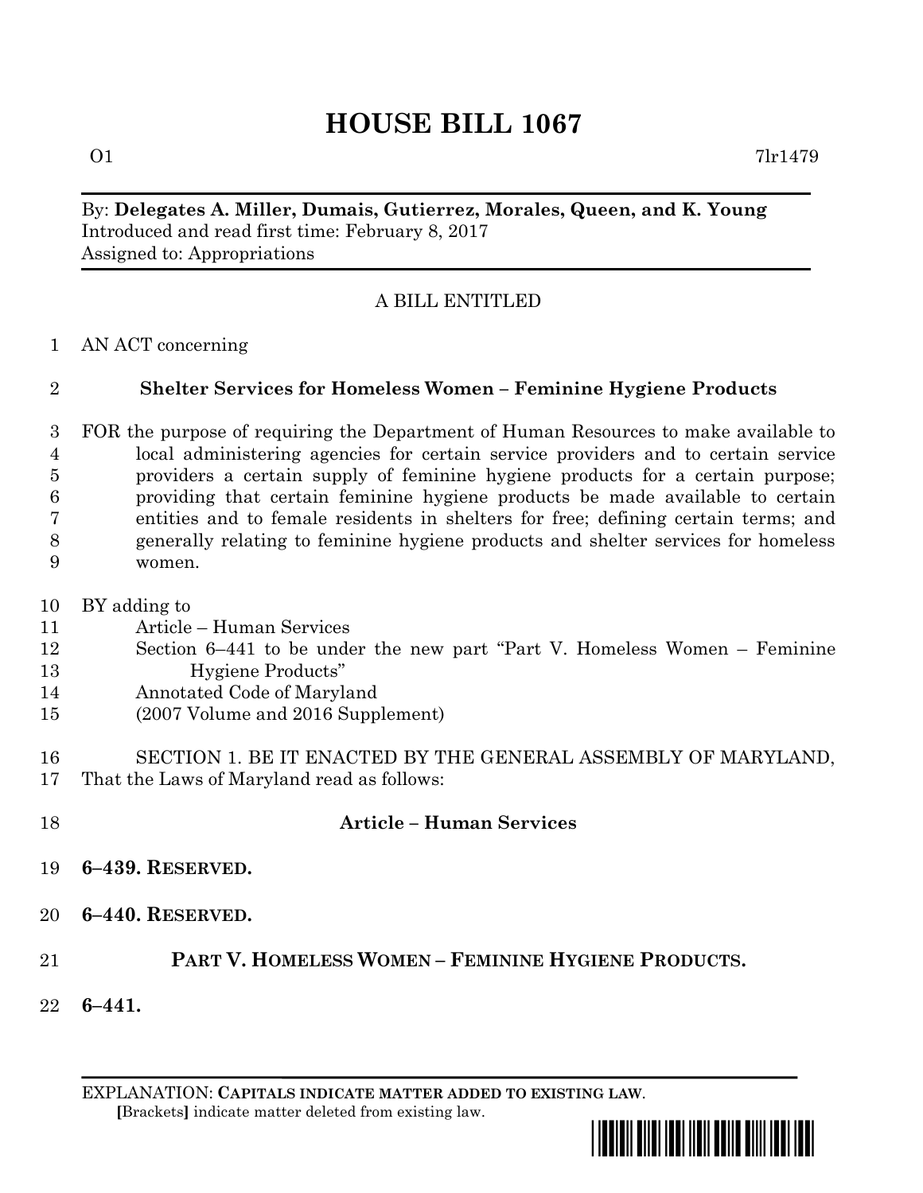# HOUSE BILL 1067

O1 7lr1479

By: **Delegates A. Miller, Dumais, Gutierrez, Morales, Queen, and K. Young**
Introduced and read first time: February 8, 2017
Assigned to: Appropriations

A BILL ENTITLED

1 AN ACT concerning

2 **Shelter Services for Homeless Women – Feminine Hygiene Products**

3 FOR the purpose of requiring the Department of Human Resources to make available to
4 local administering agencies for certain service providers and to certain service
5 providers a certain supply of feminine hygiene products for a certain purpose;
6 providing that certain feminine hygiene products be made available to certain
7 entities and to female residents in shelters for free; defining certain terms; and
8 generally relating to feminine hygiene products and shelter services for homeless
9 women.

10 BY adding to
11 Article – Human Services
12 Section 6–441 to be under the new part "Part V. Homeless Women – Feminine
13 Hygiene Products"
14 Annotated Code of Maryland
15 (2007 Volume and 2016 Supplement)

16 SECTION 1. BE IT ENACTED BY THE GENERAL ASSEMBLY OF MARYLAND,
17 That the Laws of Maryland read as follows:

18 **Article – Human Services**

19 **6–439. RESERVED.**

20 **6–440. RESERVED.**

21 **PART V. HOMELESS WOMEN – FEMININE HYGIENE PRODUCTS.**

22 **6–441.**

EXPLANATION: **CAPITALS INDICATE MATTER ADDED TO EXISTING LAW.**
**[**Brackets**]** indicate matter deleted from existing law.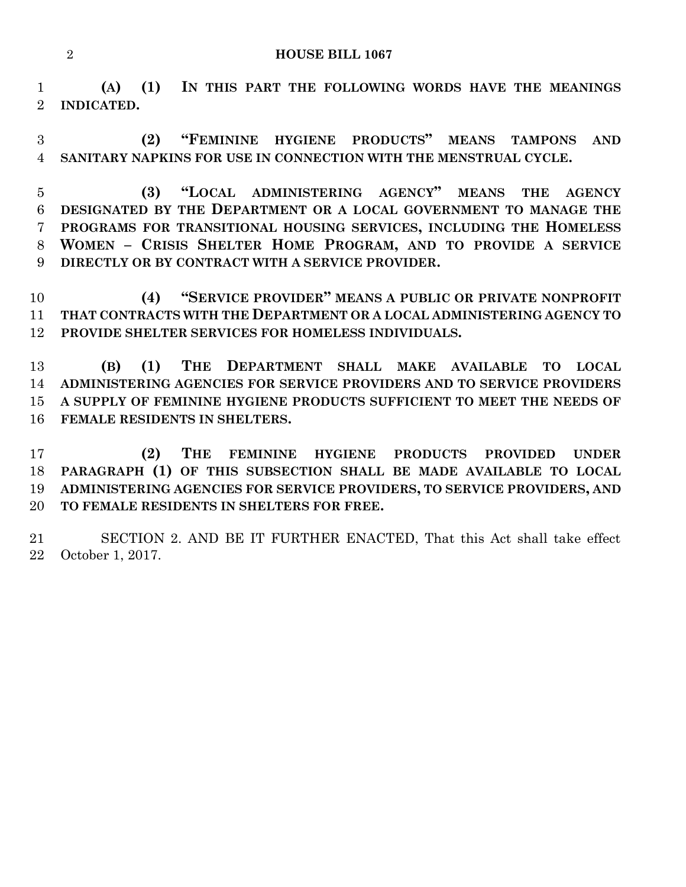**(A) (1) IN THIS PART THE FOLLOWING WORDS HAVE THE MEANINGS INDICATED.**

**(2) "FEMININE HYGIENE PRODUCTS" MEANS TAMPONS AND SANITARY NAPKINS FOR USE IN CONNECTION WITH THE MENSTRUAL CYCLE.**

**(3) "LOCAL ADMINISTERING AGENCY" MEANS THE AGENCY DESIGNATED BY THE DEPARTMENT OR A LOCAL GOVERNMENT TO MANAGE THE PROGRAMS FOR TRANSITIONAL HOUSING SERVICES, INCLUDING THE HOMELESS WOMEN – CRISIS SHELTER HOME PROGRAM, AND TO PROVIDE A SERVICE DIRECTLY OR BY CONTRACT WITH A SERVICE PROVIDER.**

**(4) "SERVICE PROVIDER" MEANS A PUBLIC OR PRIVATE NONPROFIT THAT CONTRACTS WITH THE DEPARTMENT OR A LOCAL ADMINISTERING AGENCY TO PROVIDE SHELTER SERVICES FOR HOMELESS INDIVIDUALS.**

**(B) (1) THE DEPARTMENT SHALL MAKE AVAILABLE TO LOCAL ADMINISTERING AGENCIES FOR SERVICE PROVIDERS AND TO SERVICE PROVIDERS A SUPPLY OF FEMININE HYGIENE PRODUCTS SUFFICIENT TO MEET THE NEEDS OF FEMALE RESIDENTS IN SHELTERS.**

**(2) THE FEMININE HYGIENE PRODUCTS PROVIDED UNDER PARAGRAPH (1) OF THIS SUBSECTION SHALL BE MADE AVAILABLE TO LOCAL ADMINISTERING AGENCIES FOR SERVICE PROVIDERS, TO SERVICE PROVIDERS, AND TO FEMALE RESIDENTS IN SHELTERS FOR FREE.**

SECTION 2. AND BE IT FURTHER ENACTED, That this Act shall take effect October 1, 2017.